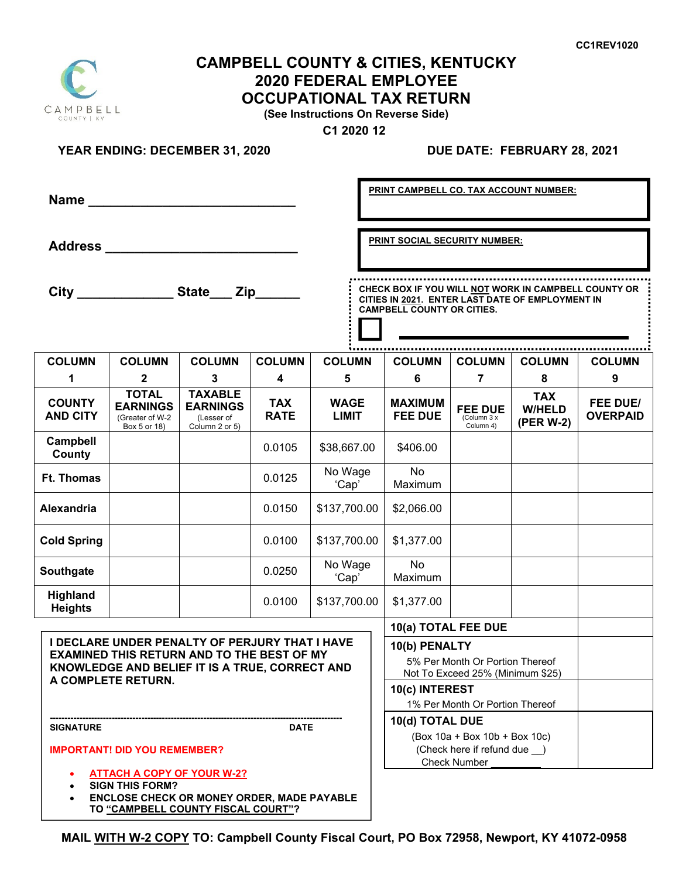CC1REV1020

# CAMPBELL COUNTY & CITIES, KENTUCKY
# 2020 FEDERAL EMPLOYEE OCCUPATIONAL TAX RETURN

**(See Instructions On Reverse Side)**

**C1 2020 12**

**YEAR ENDING: DECEMBER 31, 2020** **DUE DATE: FEBRUARY 28, 2021**

**Name** ____________________________

**Address** __________________________

**City** _____________ **State**___ **Zip**______

**PRINT CAMPBELL CO. TAX ACCOUNT NUMBER:**

**PRINT SOCIAL SECURITY NUMBER:**

**CHECK BOX IF YOU WILL NOT WORK IN CAMPBELL COUNTY OR CITIES IN 2021. ENTER LAST DATE OF EMPLOYMENT IN CAMPBELL COUNTY OR CITIES.**

☐ ____________________

| COLUMN 1 | COLUMN 2 | COLUMN 3 | COLUMN 4 | COLUMN 5 | COLUMN 6 | COLUMN 7 | COLUMN 8 | COLUMN 9 |
|---|---|---|---|---|---|---|---|---|
| **COUNTY AND CITY** | **TOTAL EARNINGS** (Greater of W-2 Box 5 or 18) | **TAXABLE EARNINGS** (Lesser of Column 2 or 5) | **TAX RATE** | **WAGE LIMIT** | **MAXIMUM FEE DUE** | **FEE DUE** (Column 3 x Column 4) | **TAX W/HELD (PER W-2)** | **FEE DUE/ OVERPAID** |
| **Campbell County** | | | 0.0105 | $38,667.00 | $406.00 | | | |
| **Ft. Thomas** | | | 0.0125 | No Wage 'Cap' | No Maximum | | | |
| **Alexandria** | | | 0.0150 | $137,700.00 | $2,066.00 | | | |
| **Cold Spring** | | | 0.0100 | $137,700.00 | $1,377.00 | | | |
| **Southgate** | | | 0.0250 | No Wage 'Cap' | No Maximum | | | |
| **Highland Heights** | | | 0.0100 | $137,700.00 | $1,377.00 | | | |

| | |
|---|---|
| **10(a) TOTAL FEE DUE** | |
| **10(b) PENALTY** 5% Per Month Or Portion Thereof Not To Exceed 25% (Minimum $25) | |
| **10(c) INTEREST** 1% Per Month Or Portion Thereof | |
| **10(d) TOTAL DUE** (Box 10a + Box 10b + Box 10c) (Check here if refund due __) Check Number ________ | |

**I DECLARE UNDER PENALTY OF PERJURY THAT I HAVE EXAMINED THIS RETURN AND TO THE BEST OF MY KNOWLEDGE AND BELIEF IT IS A TRUE, CORRECT AND A COMPLETE RETURN.**

---------------------------------------------------------------------------------

**SIGNATURE** **DATE**

**IMPORTANT! DID YOU REMEMBER?**

- **ATTACH A COPY OF YOUR W-2?**
- **SIGN THIS FORM?**
- **ENCLOSE CHECK OR MONEY ORDER, MADE PAYABLE TO "CAMPBELL COUNTY FISCAL COURT"?**

**MAIL WITH W-2 COPY TO: Campbell County Fiscal Court, PO Box 72958, Newport, KY 41072-0958**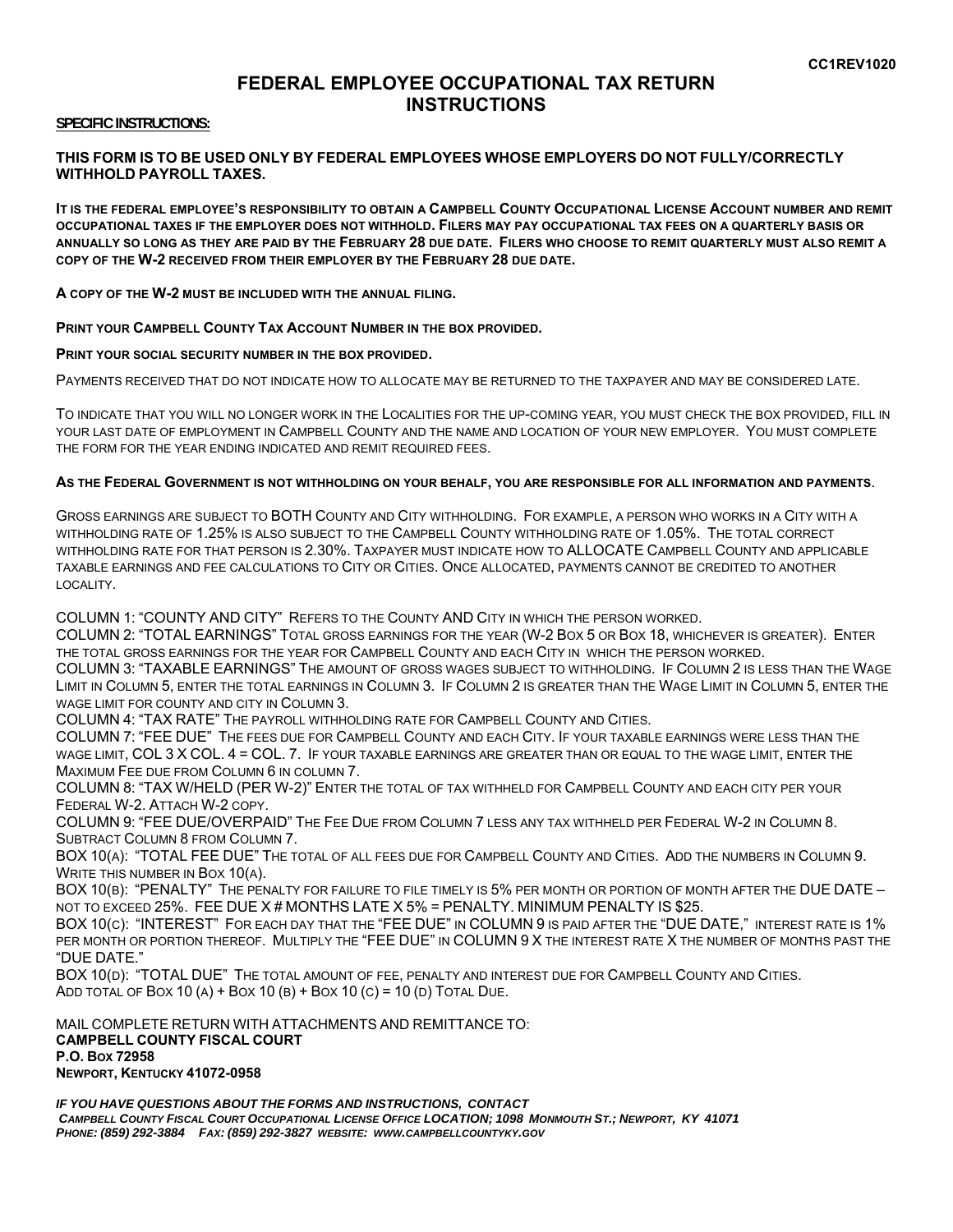CC1REV1020

# FEDERAL EMPLOYEE OCCUPATIONAL TAX RETURN INSTRUCTIONS

**SPECIFIC INSTRUCTIONS:**

**THIS FORM IS TO BE USED ONLY BY FEDERAL EMPLOYEES WHOSE EMPLOYERS DO NOT FULLY/CORRECTLY WITHHOLD PAYROLL TAXES.**

**IT IS THE FEDERAL EMPLOYEE'S RESPONSIBILITY TO OBTAIN A CAMPBELL COUNTY OCCUPATIONAL LICENSE ACCOUNT NUMBER AND REMIT OCCUPATIONAL TAXES IF THE EMPLOYER DOES NOT WITHHOLD. FILERS MAY PAY OCCUPATIONAL TAX FEES ON A QUARTERLY BASIS OR ANNUALLY SO LONG AS THEY ARE PAID BY THE FEBRUARY 28 DUE DATE. FILERS WHO CHOOSE TO REMIT QUARTERLY MUST ALSO REMIT A COPY OF THE W-2 RECEIVED FROM THEIR EMPLOYER BY THE FEBRUARY 28 DUE DATE.**

**A COPY OF THE W-2 MUST BE INCLUDED WITH THE ANNUAL FILING.**

**PRINT YOUR CAMPBELL COUNTY TAX ACCOUNT NUMBER IN THE BOX PROVIDED.**

**PRINT YOUR SOCIAL SECURITY NUMBER IN THE BOX PROVIDED.**

PAYMENTS RECEIVED THAT DO NOT INDICATE HOW TO ALLOCATE MAY BE RETURNED TO THE TAXPAYER AND MAY BE CONSIDERED LATE.

TO INDICATE THAT YOU WILL NO LONGER WORK IN THE LOCALITIES FOR THE UP-COMING YEAR, YOU MUST CHECK THE BOX PROVIDED, FILL IN YOUR LAST DATE OF EMPLOYMENT IN CAMPBELL COUNTY AND THE NAME AND LOCATION OF YOUR NEW EMPLOYER. YOU MUST COMPLETE THE FORM FOR THE YEAR ENDING INDICATED AND REMIT REQUIRED FEES.

**AS THE FEDERAL GOVERNMENT IS NOT WITHHOLDING ON YOUR BEHALF, YOU ARE RESPONSIBLE FOR ALL INFORMATION AND PAYMENTS.**

GROSS EARNINGS ARE SUBJECT TO BOTH COUNTY AND CITY WITHHOLDING. FOR EXAMPLE, A PERSON WHO WORKS IN A CITY WITH A WITHHOLDING RATE OF 1.25% IS ALSO SUBJECT TO THE CAMPBELL COUNTY WITHHOLDING RATE OF 1.05%. THE TOTAL CORRECT WITHHOLDING RATE FOR THAT PERSON IS 2.30%. TAXPAYER MUST INDICATE HOW TO ALLOCATE CAMPBELL COUNTY AND APPLICABLE TAXABLE EARNINGS AND FEE CALCULATIONS TO CITY OR CITIES. ONCE ALLOCATED, PAYMENTS CANNOT BE CREDITED TO ANOTHER LOCALITY.

COLUMN 1: "COUNTY AND CITY" REFERS TO THE COUNTY AND CITY IN WHICH THE PERSON WORKED.
COLUMN 2: "TOTAL EARNINGS" TOTAL GROSS EARNINGS FOR THE YEAR (W-2 BOX 5 OR BOX 18, WHICHEVER IS GREATER). ENTER THE TOTAL GROSS EARNINGS FOR THE YEAR FOR CAMPBELL COUNTY AND EACH CITY IN WHICH THE PERSON WORKED.
COLUMN 3: "TAXABLE EARNINGS" THE AMOUNT OF GROSS WAGES SUBJECT TO WITHHOLDING. IF COLUMN 2 IS LESS THAN THE WAGE LIMIT IN COLUMN 5, ENTER THE TOTAL EARNINGS IN COLUMN 3. IF COLUMN 2 IS GREATER THAN THE WAGE LIMIT IN COLUMN 5, ENTER THE WAGE LIMIT FOR COUNTY AND CITY IN COLUMN 3.
COLUMN 4: "TAX RATE" THE PAYROLL WITHHOLDING RATE FOR CAMPBELL COUNTY AND CITIES.
COLUMN 7: "FEE DUE" THE FEES DUE FOR CAMPBELL COUNTY AND EACH CITY. IF YOUR TAXABLE EARNINGS WERE LESS THAN THE WAGE LIMIT, COL 3 X COL. 4 = COL. 7. IF YOUR TAXABLE EARNINGS ARE GREATER THAN OR EQUAL TO THE WAGE LIMIT, ENTER THE MAXIMUM FEE DUE FROM COLUMN 6 IN COLUMN 7.
COLUMN 8: "TAX W/HELD (PER W-2)" ENTER THE TOTAL OF TAX WITHHELD FOR CAMPBELL COUNTY AND EACH CITY PER YOUR FEDERAL W-2. ATTACH W-2 COPY.
COLUMN 9: "FEE DUE/OVERPAID" THE FEE DUE FROM COLUMN 7 LESS ANY TAX WITHHELD PER FEDERAL W-2 IN COLUMN 8. SUBTRACT COLUMN 8 FROM COLUMN 7.
BOX 10(A): "TOTAL FEE DUE" THE TOTAL OF ALL FEES DUE FOR CAMPBELL COUNTY AND CITIES. ADD THE NUMBERS IN COLUMN 9. WRITE THIS NUMBER IN BOX 10(A).
BOX 10(B): "PENALTY" THE PENALTY FOR FAILURE TO FILE TIMELY IS 5% PER MONTH OR PORTION OF MONTH AFTER THE DUE DATE – NOT TO EXCEED 25%. FEE DUE X # MONTHS LATE X 5% = PENALTY. MINIMUM PENALTY IS $25.
BOX 10(C): "INTEREST" FOR EACH DAY THAT THE "FEE DUE" IN COLUMN 9 IS PAID AFTER THE "DUE DATE," INTEREST RATE IS 1% PER MONTH OR PORTION THEREOF. MULTIPLY THE "FEE DUE" IN COLUMN 9 X THE INTEREST RATE X THE NUMBER OF MONTHS PAST THE "DUE DATE."
BOX 10(D): "TOTAL DUE" THE TOTAL AMOUNT OF FEE, PENALTY AND INTEREST DUE FOR CAMPBELL COUNTY AND CITIES. ADD TOTAL OF BOX 10 (A) + BOX 10 (B) + BOX 10 (C) = 10 (D) TOTAL DUE.

MAIL COMPLETE RETURN WITH ATTACHMENTS AND REMITTANCE TO:
**CAMPBELL COUNTY FISCAL COURT**
**P.O. BOX 72958**
**NEWPORT, KENTUCKY 41072-0958**

***IF YOU HAVE QUESTIONS ABOUT THE FORMS AND INSTRUCTIONS, CONTACT***
***CAMPBELL COUNTY FISCAL COURT OCCUPATIONAL LICENSE OFFICE LOCATION; 1098 MONMOUTH ST.; NEWPORT, KY 41071***
***PHONE: (859) 292-3884 FAX: (859) 292-3827 WEBSITE: WWW.CAMPBELLCOUNTYKY.GOV***